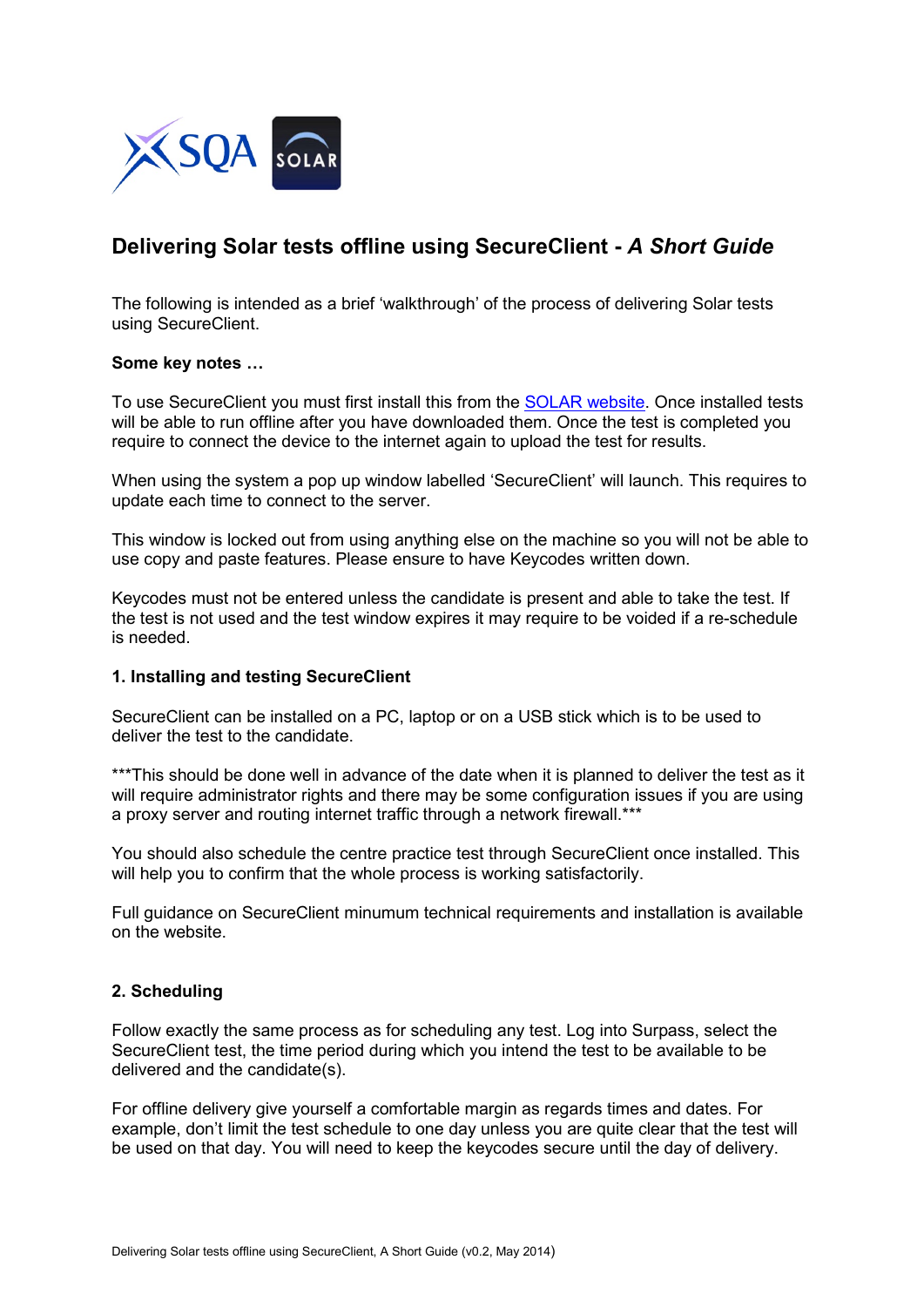# Delivering Solar tests offline using SecureClient - *A Short Guide*

The following is intended as a brief 'walkthrough' of the process of delivering Solar tests using SecureClient.

**Some key notes …**

To use SecureClient you must first install this from the [SOLAR website](). Once installed tests will be able to run offline after you have downloaded them. Once the test is completed you require to connect the device to the internet again to upload the test for results.

When using the system a pop up window labelled 'SecureClient' will launch. This requires to update each time to connect to the server.

This window is locked out from using anything else on the machine so you will not be able to use copy and paste features. Please ensure to have Keycodes written down.

Keycodes must not be entered unless the candidate is present and able to take the test. If the test is not used and the test window expires it may require to be voided if a re-schedule is needed.

**1. Installing and testing SecureClient**

SecureClient can be installed on a PC, laptop or on a USB stick which is to be used to deliver the test to the candidate.

***This should be done well in advance of the date when it is planned to deliver the test as it will require administrator rights and there may be some configuration issues if you are using a proxy server and routing internet traffic through a network firewall.***

You should also schedule the centre practice test through SecureClient once installed. This will help you to confirm that the whole process is working satisfactorily.

Full guidance on SecureClient minumum technical requirements and installation is available on the website.

**2. Scheduling**

Follow exactly the same process as for scheduling any test. Log into Surpass, select the SecureClient test, the time period during which you intend the test to be available to be delivered and the candidate(s).

For offline delivery give yourself a comfortable margin as regards times and dates. For example, don't limit the test schedule to one day unless you are quite clear that the test will be used on that day. You will need to keep the keycodes secure until the day of delivery.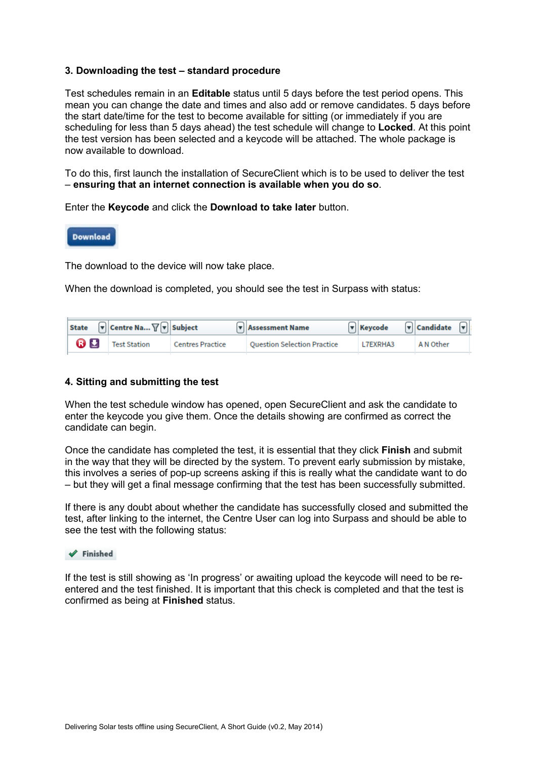### 3. Downloading the test – standard procedure

Test schedules remain in an **Editable** status until 5 days before the test period opens. This mean you can change the date and times and also add or remove candidates. 5 days before the start date/time for the test to become available for sitting (or immediately if you are scheduling for less than 5 days ahead) the test schedule will change to **Locked**. At this point the test version has been selected and a keycode will be attached. The whole package is now available to download.

To do this, first launch the installation of SecureClient which is to be used to deliver the test – **ensuring that an internet connection is available when you do so**.

Enter the **Keycode** and click the **Download to take later** button.

Download

The download to the device will now take place.

When the download is completed, you should see the test in Surpass with status:

| State | Centre Na... | Subject | Assessment Name | Keycode | Candidate |
|---|---|---|---|---|---|
| | Test Station | Centres Practice | Question Selection Practice | L7EXRHA3 | A N Other |

### 4. Sitting and submitting the test

When the test schedule window has opened, open SecureClient and ask the candidate to enter the keycode you give them. Once the details showing are confirmed as correct the candidate can begin.

Once the candidate has completed the test, it is essential that they click **Finish** and submit in the way that they will be directed by the system. To prevent early submission by mistake, this involves a series of pop-up screens asking if this is really what the candidate want to do – but they will get a final message confirming that the test has been successfully submitted.

If there is any doubt about whether the candidate has successfully closed and submitted the test, after linking to the internet, the Centre User can log into Surpass and should be able to see the test with the following status:

✔ Finished

If the test is still showing as 'In progress' or awaiting upload the keycode will need to be re-entered and the test finished. It is important that this check is completed and that the test is confirmed as being at **Finished** status.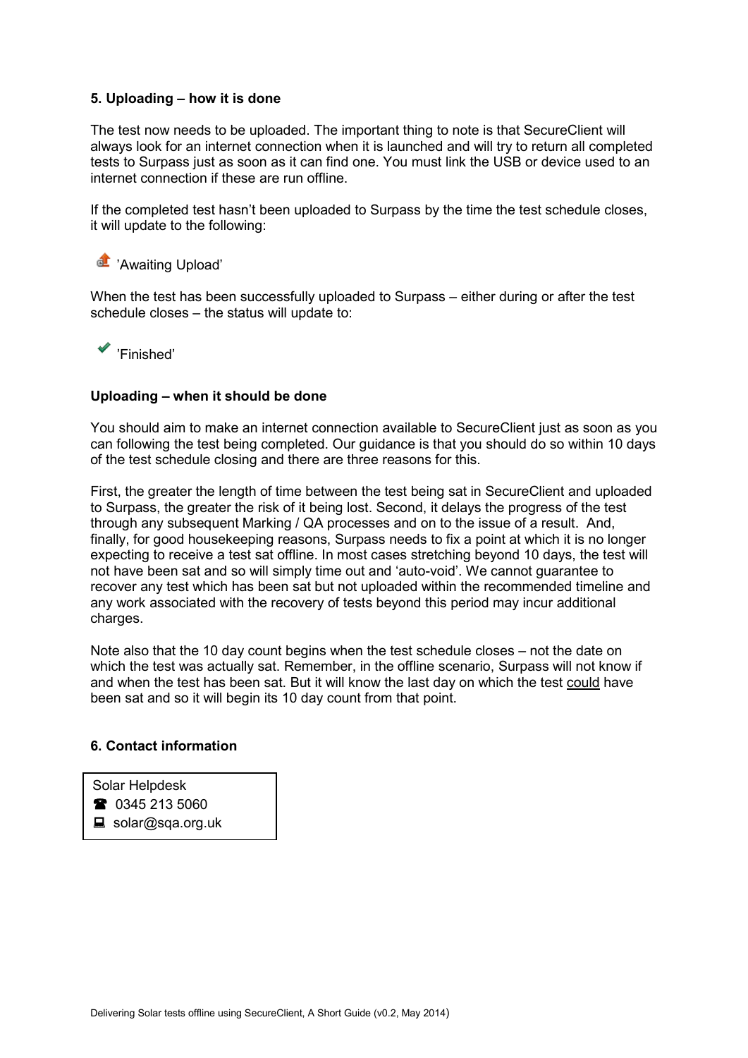**5. Uploading – how it is done**

The test now needs to be uploaded. The important thing to note is that SecureClient will always look for an internet connection when it is launched and will try to return all completed tests to Surpass just as soon as it can find one. You must link the USB or device used to an internet connection if these are run offline.

If the completed test hasn't been uploaded to Surpass by the time the test schedule closes, it will update to the following:

'Awaiting Upload'

When the test has been successfully uploaded to Surpass – either during or after the test schedule closes – the status will update to:

'Finished'

**Uploading – when it should be done**

You should aim to make an internet connection available to SecureClient just as soon as you can following the test being completed. Our guidance is that you should do so within 10 days of the test schedule closing and there are three reasons for this.

First, the greater the length of time between the test being sat in SecureClient and uploaded to Surpass, the greater the risk of it being lost. Second, it delays the progress of the test through any subsequent Marking / QA processes and on to the issue of a result. And, finally, for good housekeeping reasons, Surpass needs to fix a point at which it is no longer expecting to receive a test sat offline. In most cases stretching beyond 10 days, the test will not have been sat and so will simply time out and 'auto-void'. We cannot guarantee to recover any test which has been sat but not uploaded within the recommended timeline and any work associated with the recovery of tests beyond this period may incur additional charges.

Note also that the 10 day count begins when the test schedule closes – not the date on which the test was actually sat. Remember, in the offline scenario, Surpass will not know if and when the test has been sat. But it will know the last day on which the test could have been sat and so it will begin its 10 day count from that point.

**6. Contact information**

Solar Helpdesk
0345 213 5060
solar@sqa.org.uk

Delivering Solar tests offline using SecureClient, A Short Guide (v0.2, May 2014)